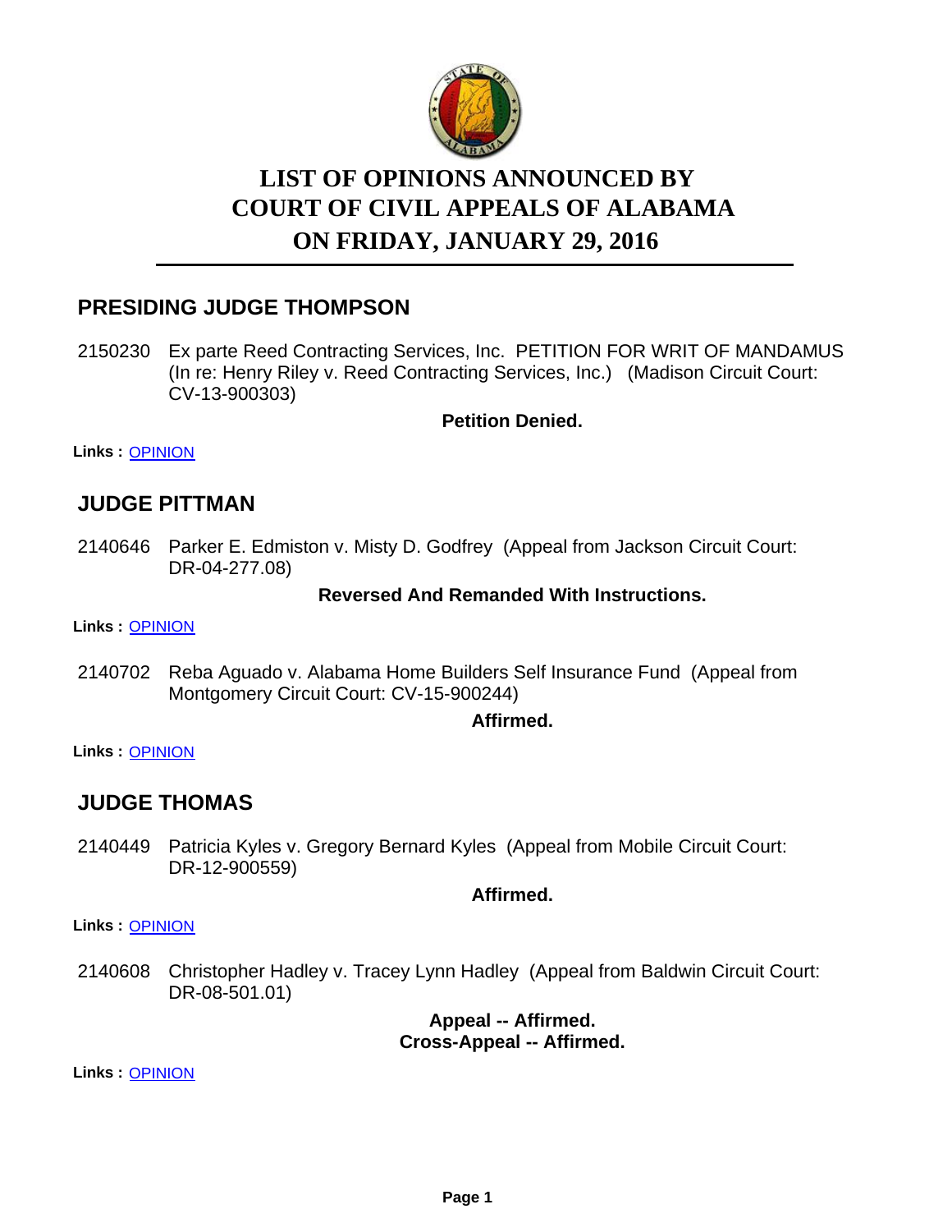# LIST OF OPINIONS ANNOUNCED BY COURT OF CIVIL APPEALS OF ALABAMA ON FRIDAY, JANUARY 29, 2016

## PRESIDING JUDGE THOMPSON

2150230 Ex parte Reed Contracting Services, Inc. PETITION FOR WRIT OF MANDAMUS (In re: Henry Riley v. Reed Contracting Services, Inc.) (Madison Circuit Court: CV-13-900303)

**Petition Denied.**

**Links :** OPINION

## JUDGE PITTMAN

2140646 Parker E. Edmiston v. Misty D. Godfrey (Appeal from Jackson Circuit Court: DR-04-277.08)

**Reversed And Remanded With Instructions.**

**Links :** OPINION

2140702 Reba Aguado v. Alabama Home Builders Self Insurance Fund (Appeal from Montgomery Circuit Court: CV-15-900244)

**Affirmed.**

**Links :** OPINION

## JUDGE THOMAS

2140449 Patricia Kyles v. Gregory Bernard Kyles (Appeal from Mobile Circuit Court: DR-12-900559)

**Affirmed.**

**Links :** OPINION

2140608 Christopher Hadley v. Tracey Lynn Hadley (Appeal from Baldwin Circuit Court: DR-08-501.01)

**Appeal -- Affirmed.**
**Cross-Appeal -- Affirmed.**

**Links :** OPINION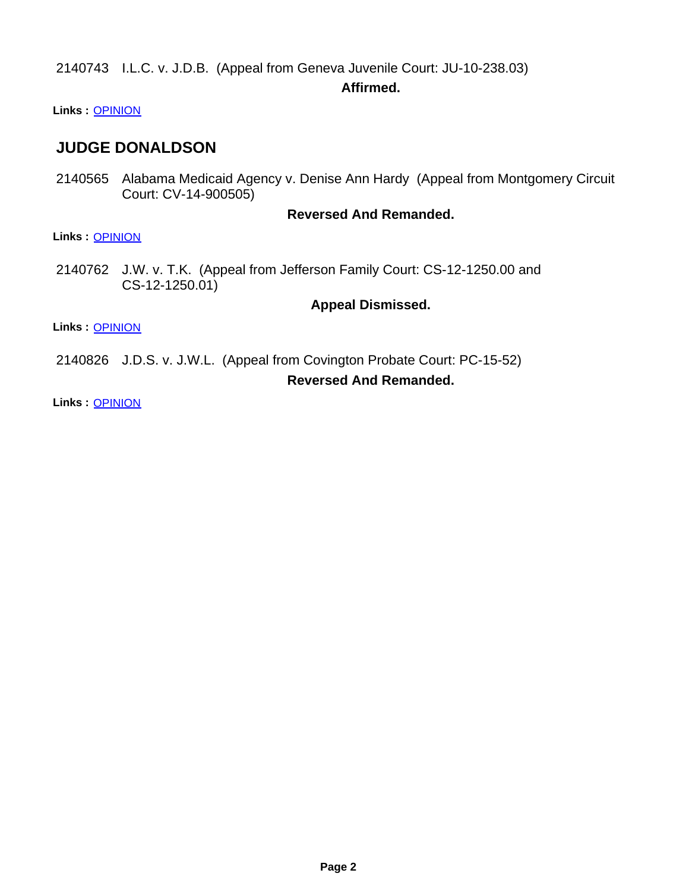2140743 I.L.C. v. J.D.B. (Appeal from Geneva Juvenile Court: JU-10-238.03)

**Affirmed.**

**Links :** OPINION

## JUDGE DONALDSON

2140565 Alabama Medicaid Agency v. Denise Ann Hardy (Appeal from Montgomery Circuit Court: CV-14-900505)

**Reversed And Remanded.**

**Links :** OPINION

2140762 J.W. v. T.K. (Appeal from Jefferson Family Court: CS-12-1250.00 and CS-12-1250.01)

**Appeal Dismissed.**

**Links :** OPINION

2140826 J.D.S. v. J.W.L. (Appeal from Covington Probate Court: PC-15-52)

**Reversed And Remanded.**

**Links :** OPINION